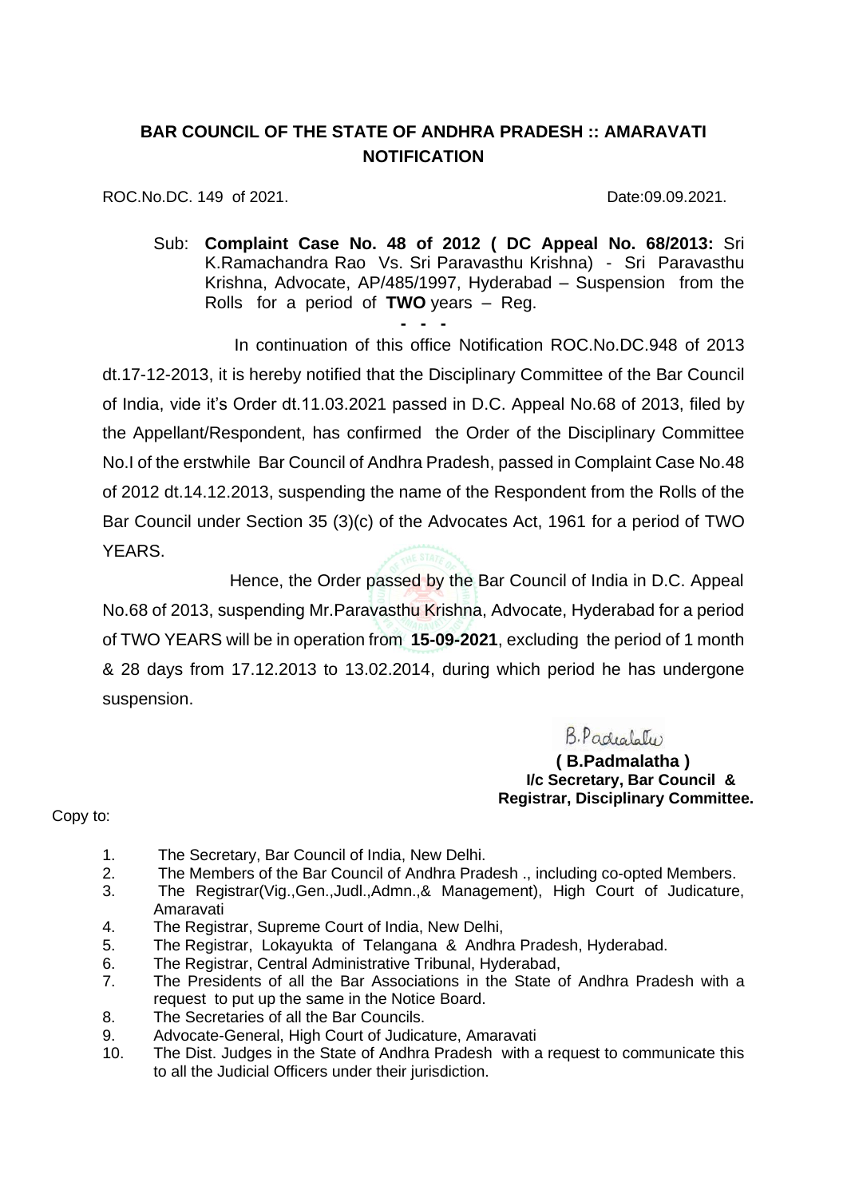# BAR COUNCIL OF THE STATE OF ANDHRA PRADESH :: AMARAVATI
## NOTIFICATION

ROC.No.DC. 149 of 2021. Date:09.09.2021.

Sub: **Complaint Case No. 48 of 2012 ( DC Appeal No. 68/2013:** Sri K.Ramachandra Rao Vs. Sri Paravasthu Krishna) - Sri Paravasthu Krishna, Advocate, AP/485/1997, Hyderabad – Suspension from the Rolls for a period of **TWO** years – Reg.

**- - -**

In continuation of this office Notification ROC.No.DC.948 of 2013 dt.17-12-2013, it is hereby notified that the Disciplinary Committee of the Bar Council of India, vide it's Order dt.11.03.2021 passed in D.C. Appeal No.68 of 2013, filed by the Appellant/Respondent, has confirmed the Order of the Disciplinary Committee No.I of the erstwhile Bar Council of Andhra Pradesh, passed in Complaint Case No.48 of 2012 dt.14.12.2013, suspending the name of the Respondent from the Rolls of the Bar Council under Section 35 (3)(c) of the Advocates Act, 1961 for a period of TWO YEARS.

Hence, the Order passed by the Bar Council of India in D.C. Appeal No.68 of 2013, suspending Mr.Paravasthu Krishna, Advocate, Hyderabad for a period of TWO YEARS will be in operation from **15-09-2021**, excluding the period of 1 month & 28 days from 17.12.2013 to 13.02.2014, during which period he has undergone suspension.

B.Padmalatha

**( B.Padmalatha )**
**I/c Secretary, Bar Council &**
**Registrar, Disciplinary Committee.**

Copy to:

1. The Secretary, Bar Council of India, New Delhi.
2. The Members of the Bar Council of Andhra Pradesh ., including co-opted Members.
3. The Registrar(Vig.,Gen.,Judl.,Admn.,& Management), High Court of Judicature, Amaravati
4. The Registrar, Supreme Court of India, New Delhi,
5. The Registrar, Lokayukta of Telangana & Andhra Pradesh, Hyderabad.
6. The Registrar, Central Administrative Tribunal, Hyderabad,
7. The Presidents of all the Bar Associations in the State of Andhra Pradesh with a request to put up the same in the Notice Board.
8. The Secretaries of all the Bar Councils.
9. Advocate-General, High Court of Judicature, Amaravati
10. The Dist. Judges in the State of Andhra Pradesh with a request to communicate this to all the Judicial Officers under their jurisdiction.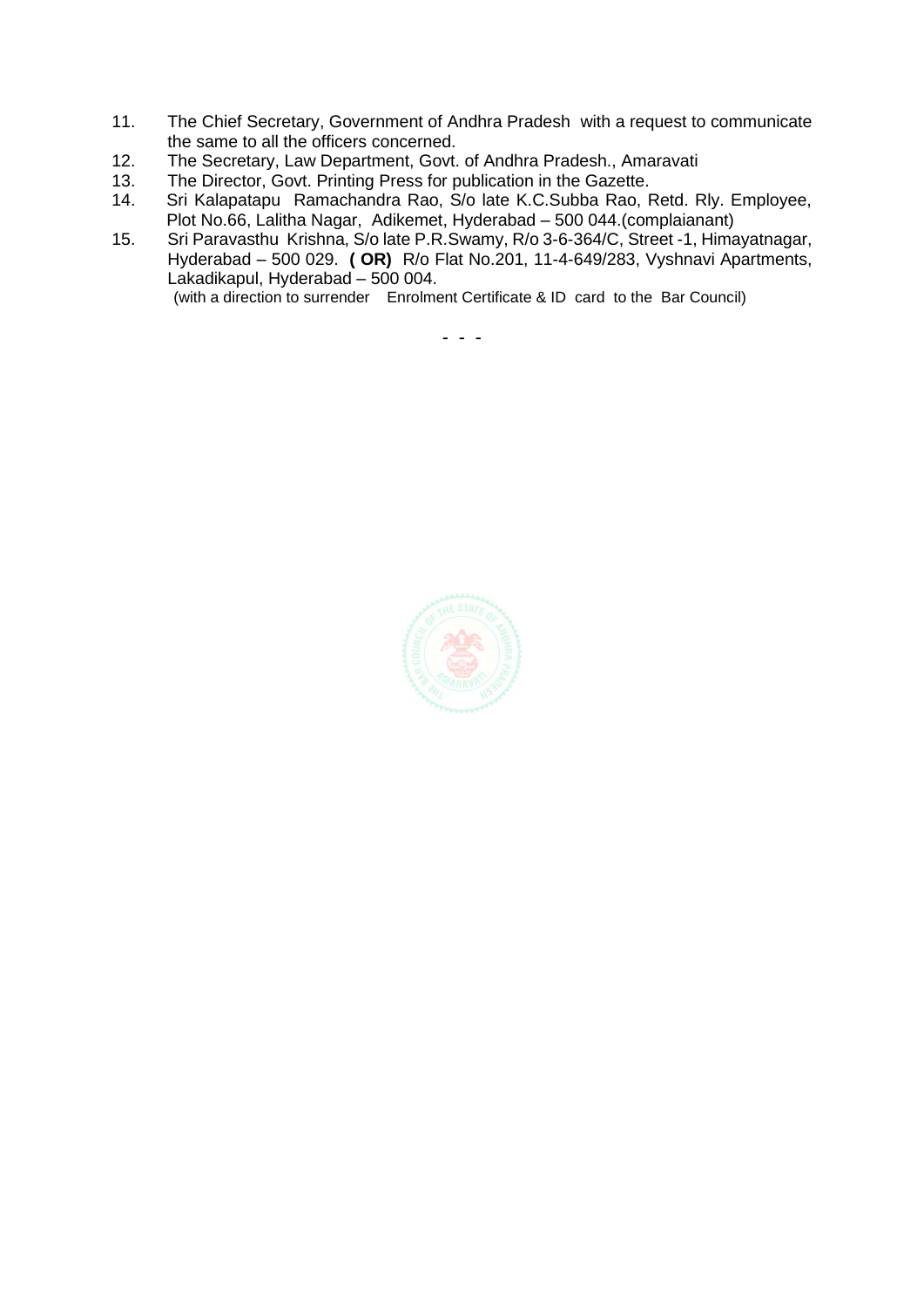11. The Chief Secretary, Government of Andhra Pradesh with a request to communicate the same to all the officers concerned.
12. The Secretary, Law Department, Govt. of Andhra Pradesh., Amaravati
13. The Director, Govt. Printing Press for publication in the Gazette.
14. Sri Kalapatapu Ramachandra Rao, S/o late K.C.Subba Rao, Retd. Rly. Employee, Plot No.66, Lalitha Nagar, Adikemet, Hyderabad – 500 044.(complaianant)
15. Sri Paravasthu Krishna, S/o late P.R.Swamy, R/o 3-6-364/C, Street -1, Himayatnagar, Hyderabad – 500 029. **( OR)** R/o Flat No.201, 11-4-649/283, Vyshnavi Apartments, Lakadikapul, Hyderabad – 500 004.
 (with a direction to surrender Enrolment Certificate & ID card to the Bar Council)

- - -